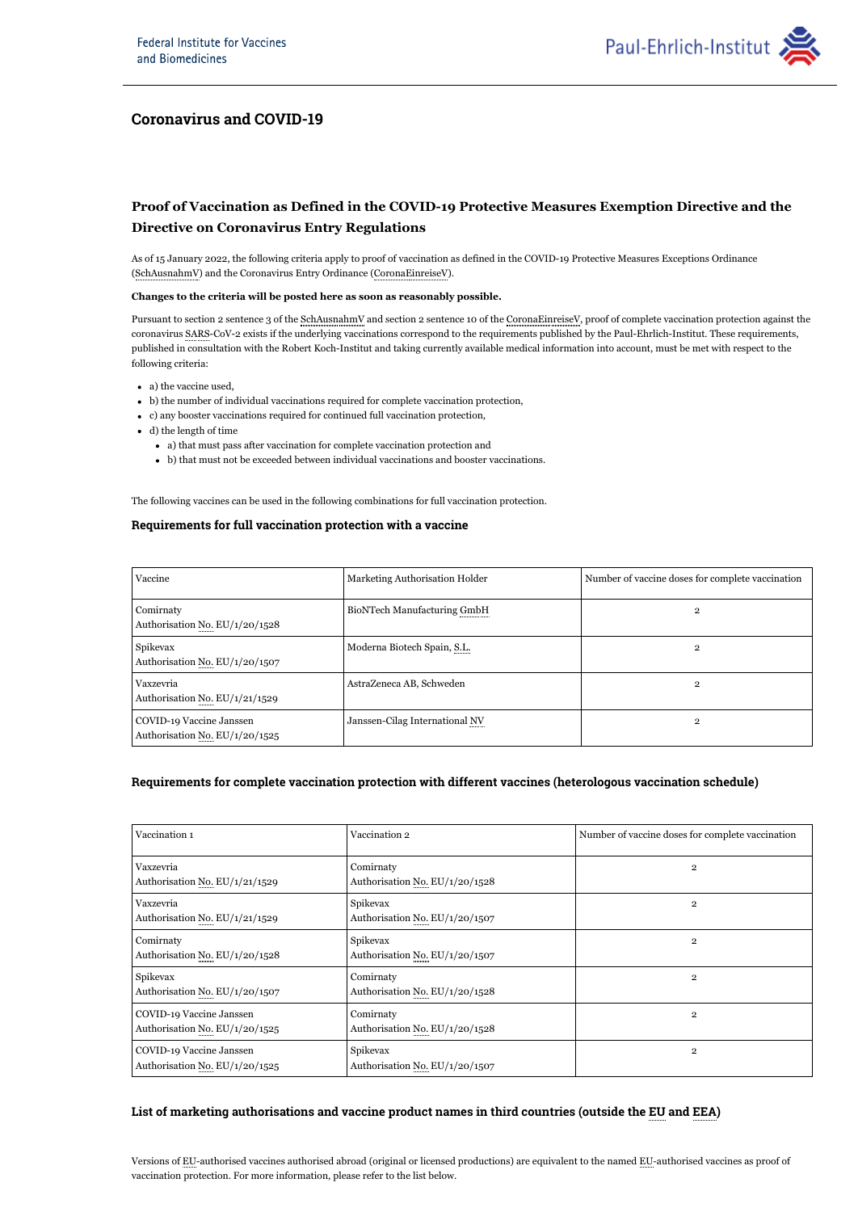Federal Institute for Vaccines and Biomedicines

Paul-Ehrlich-Institut

## Coronavirus and COVID-19

### Proof of Vaccination as Defined in the COVID-19 Protective Measures Exemption Directive and the Directive on Coronavirus Entry Regulations

As of 15 January 2022, the following criteria apply to proof of vaccination as defined in the COVID-19 Protective Measures Exceptions Ordinance (SchAusnahmV) and the Coronavirus Entry Ordinance (CoronaEinreiseV).

**Changes to the criteria will be posted here as soon as reasonably possible.**

Pursuant to section 2 sentence 3 of the SchAusnahmV and section 2 sentence 10 of the CoronaEinreiseV, proof of complete vaccination protection against the coronavirus SARS-CoV-2 exists if the underlying vaccinations correspond to the requirements published by the Paul-Ehrlich-Institut. These requirements, published in consultation with the Robert Koch-Institut and taking currently available medical information into account, must be met with respect to the following criteria:

- a) the vaccine used,
- b) the number of individual vaccinations required for complete vaccination protection,
- c) any booster vaccinations required for continued full vaccination protection,
- d) the length of time
  - a) that must pass after vaccination for complete vaccination protection and
  - b) that must not be exceeded between individual vaccinations and booster vaccinations.

The following vaccines can be used in the following combinations for full vaccination protection.

#### Requirements for full vaccination protection with a vaccine

| Vaccine | Marketing Authorisation Holder | Number of vaccine doses for complete vaccination |
|---|---|---|
| Comirnaty<br>Authorisation No. EU/1/20/1528 | BioNTech Manufacturing GmbH | 2 |
| Spikevax<br>Authorisation No. EU/1/20/1507 | Moderna Biotech Spain, S.L. | 2 |
| Vaxzevria<br>Authorisation No. EU/1/21/1529 | AstraZeneca AB, Schweden | 2 |
| COVID-19 Vaccine Janssen<br>Authorisation No. EU/1/20/1525 | Janssen-Cilag International NV | 2 |

#### Requirements for complete vaccination protection with different vaccines (heterologous vaccination schedule)

| Vaccination 1 | Vaccination 2 | Number of vaccine doses for complete vaccination |
|---|---|---|
| Vaxzevria<br>Authorisation No. EU/1/21/1529 | Comirnaty<br>Authorisation No. EU/1/20/1528 | 2 |
| Vaxzevria<br>Authorisation No. EU/1/21/1529 | Spikevax<br>Authorisation No. EU/1/20/1507 | 2 |
| Comirnaty<br>Authorisation No. EU/1/20/1528 | Spikevax<br>Authorisation No. EU/1/20/1507 | 2 |
| Spikevax<br>Authorisation No. EU/1/20/1507 | Comirnaty<br>Authorisation No. EU/1/20/1528 | 2 |
| COVID-19 Vaccine Janssen<br>Authorisation No. EU/1/20/1525 | Comirnaty<br>Authorisation No. EU/1/20/1528 | 2 |
| COVID-19 Vaccine Janssen<br>Authorisation No. EU/1/20/1525 | Spikevax<br>Authorisation No. EU/1/20/1507 | 2 |

#### List of marketing authorisations and vaccine product names in third countries (outside the EU and EEA)

Versions of EU-authorised vaccines authorised abroad (original or licensed productions) are equivalent to the named EU-authorised vaccines as proof of vaccination protection. For more information, please refer to the list below.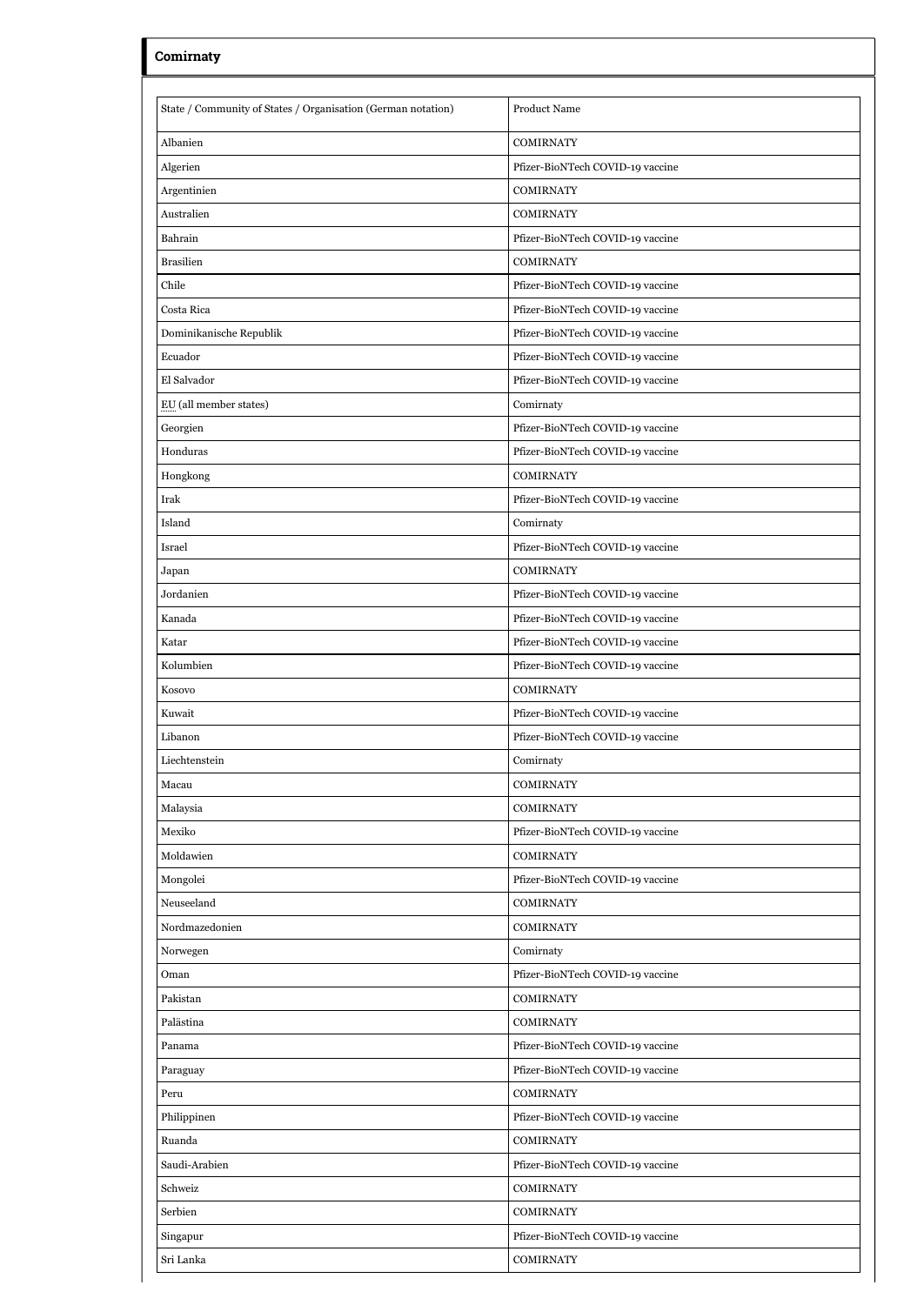### Comirnaty

| State / Community of States / Organisation (German notation) | Product Name |
|---|---|
| Albanien | COMIRNATY |
| Algerien | Pfizer-BioNTech COVID-19 vaccine |
| Argentinien | COMIRNATY |
| Australien | COMIRNATY |
| Bahrain | Pfizer-BioNTech COVID-19 vaccine |
| Brasilien | COMIRNATY |
| Chile | Pfizer-BioNTech COVID-19 vaccine |
| Costa Rica | Pfizer-BioNTech COVID-19 vaccine |
| Dominikanische Republik | Pfizer-BioNTech COVID-19 vaccine |
| Ecuador | Pfizer-BioNTech COVID-19 vaccine |
| El Salvador | Pfizer-BioNTech COVID-19 vaccine |
| EU (all member states) | Comirnaty |
| Georgien | Pfizer-BioNTech COVID-19 vaccine |
| Honduras | Pfizer-BioNTech COVID-19 vaccine |
| Hongkong | COMIRNATY |
| Irak | Pfizer-BioNTech COVID-19 vaccine |
| Island | Comirnaty |
| Israel | Pfizer-BioNTech COVID-19 vaccine |
| Japan | COMIRNATY |
| Jordanien | Pfizer-BioNTech COVID-19 vaccine |
| Kanada | Pfizer-BioNTech COVID-19 vaccine |
| Katar | Pfizer-BioNTech COVID-19 vaccine |
| Kolumbien | Pfizer-BioNTech COVID-19 vaccine |
| Kosovo | COMIRNATY |
| Kuwait | Pfizer-BioNTech COVID-19 vaccine |
| Libanon | Pfizer-BioNTech COVID-19 vaccine |
| Liechtenstein | Comirnaty |
| Macau | COMIRNATY |
| Malaysia | COMIRNATY |
| Mexiko | Pfizer-BioNTech COVID-19 vaccine |
| Moldawien | COMIRNATY |
| Mongolei | Pfizer-BioNTech COVID-19 vaccine |
| Neuseeland | COMIRNATY |
| Nordmazedonien | COMIRNATY |
| Norwegen | Comirnaty |
| Oman | Pfizer-BioNTech COVID-19 vaccine |
| Pakistan | COMIRNATY |
| Palästina | COMIRNATY |
| Panama | Pfizer-BioNTech COVID-19 vaccine |
| Paraguay | Pfizer-BioNTech COVID-19 vaccine |
| Peru | COMIRNATY |
| Philippinen | Pfizer-BioNTech COVID-19 vaccine |
| Ruanda | COMIRNATY |
| Saudi-Arabien | Pfizer-BioNTech COVID-19 vaccine |
| Schweiz | COMIRNATY |
| Serbien | COMIRNATY |
| Singapur | Pfizer-BioNTech COVID-19 vaccine |
| Sri Lanka | COMIRNATY |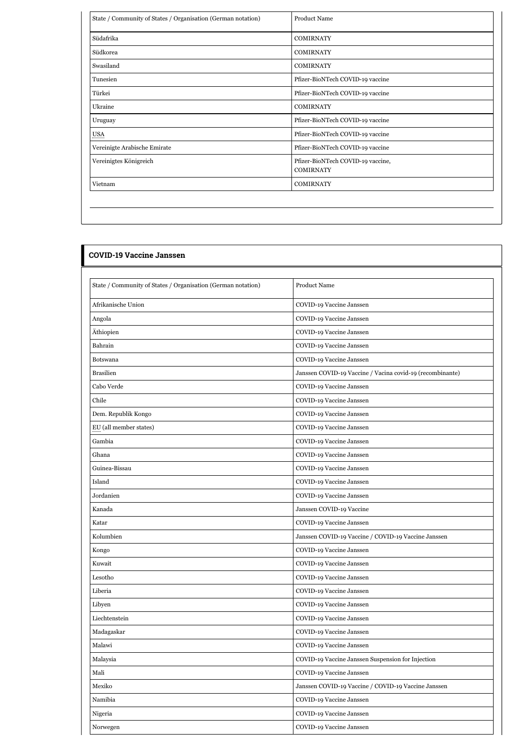| State / Community of States / Organisation (German notation) | Product Name |
| --- | --- |
| Südafrika | COMIRNATY |
| Südkorea | COMIRNATY |
| Swasiland | COMIRNATY |
| Tunesien | Pfizer-BioNTech COVID-19 vaccine |
| Türkei | Pfizer-BioNTech COVID-19 vaccine |
| Ukraine | COMIRNATY |
| Uruguay | Pfizer-BioNTech COVID-19 vaccine |
| USA | Pfizer-BioNTech COVID-19 vaccine |
| Vereinigte Arabische Emirate | Pfizer-BioNTech COVID-19 vaccine |
| Vereinigtes Königreich | Pfizer-BioNTech COVID-19 vaccine, COMIRNATY |
| Vietnam | COMIRNATY |

## COVID-19 Vaccine Janssen

| State / Community of States / Organisation (German notation) | Product Name |
| --- | --- |
| Afrikanische Union | COVID-19 Vaccine Janssen |
| Angola | COVID-19 Vaccine Janssen |
| Äthiopien | COVID-19 Vaccine Janssen |
| Bahrain | COVID-19 Vaccine Janssen |
| Botswana | COVID-19 Vaccine Janssen |
| Brasilien | Janssen COVID-19 Vaccine / Vacina covid-19 (recombinante) |
| Cabo Verde | COVID-19 Vaccine Janssen |
| Chile | COVID-19 Vaccine Janssen |
| Dem. Republik Kongo | COVID-19 Vaccine Janssen |
| EU (all member states) | COVID-19 Vaccine Janssen |
| Gambia | COVID-19 Vaccine Janssen |
| Ghana | COVID-19 Vaccine Janssen |
| Guinea-Bissau | COVID-19 Vaccine Janssen |
| Island | COVID-19 Vaccine Janssen |
| Jordanien | COVID-19 Vaccine Janssen |
| Kanada | Janssen COVID-19 Vaccine |
| Katar | COVID-19 Vaccine Janssen |
| Kolumbien | Janssen COVID-19 Vaccine / COVID-19 Vaccine Janssen |
| Kongo | COVID-19 Vaccine Janssen |
| Kuwait | COVID-19 Vaccine Janssen |
| Lesotho | COVID-19 Vaccine Janssen |
| Liberia | COVID-19 Vaccine Janssen |
| Libyen | COVID-19 Vaccine Janssen |
| Liechtenstein | COVID-19 Vaccine Janssen |
| Madagaskar | COVID-19 Vaccine Janssen |
| Malawi | COVID-19 Vaccine Janssen |
| Malaysia | COVID-19 Vaccine Janssen Suspension for Injection |
| Mali | COVID-19 Vaccine Janssen |
| Mexiko | Janssen COVID-19 Vaccine / COVID-19 Vaccine Janssen |
| Namibia | COVID-19 Vaccine Janssen |
| Nigeria | COVID-19 Vaccine Janssen |
| Norwegen | COVID-19 Vaccine Janssen |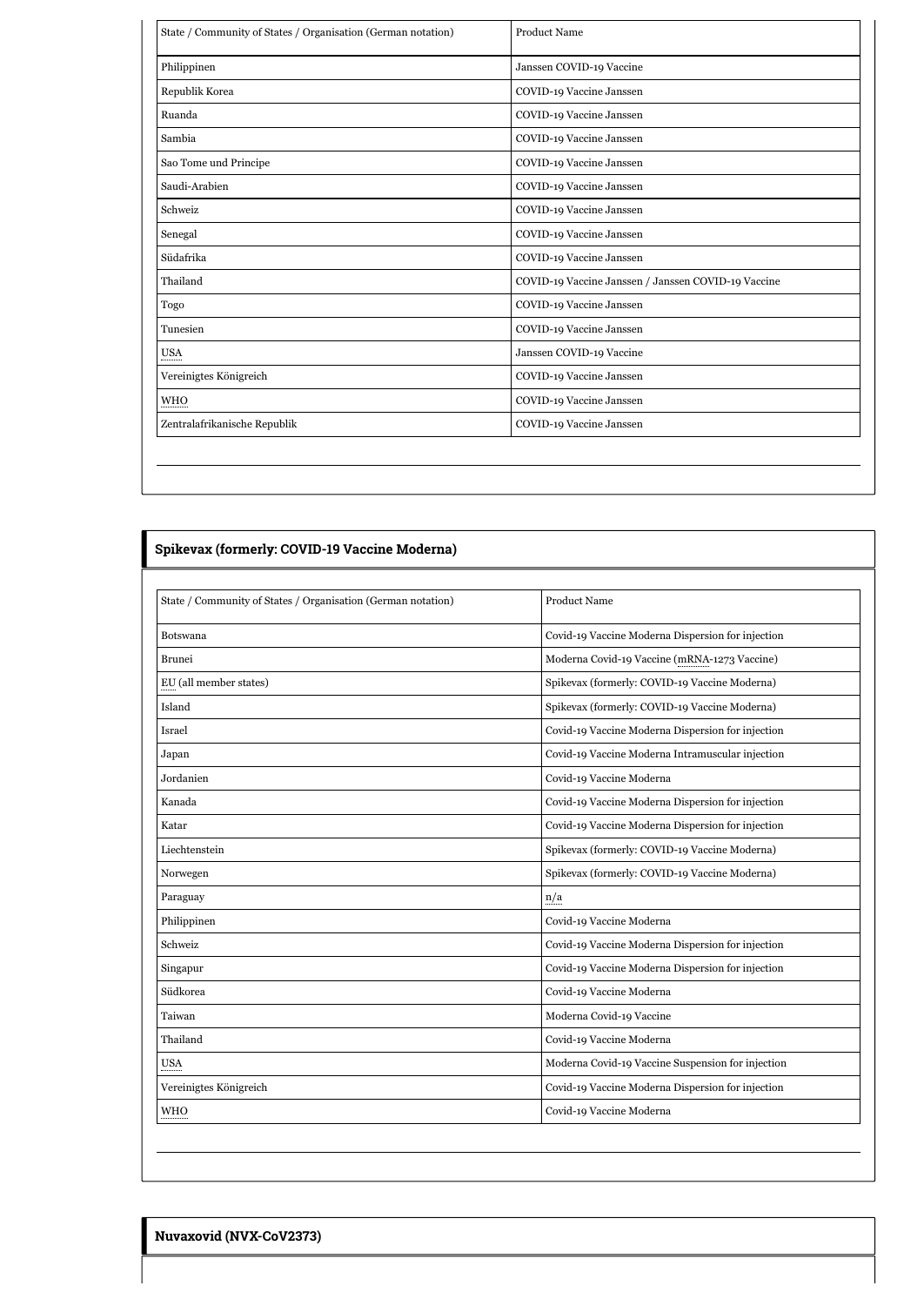| State / Community of States / Organisation (German notation) | Product Name |
|---|---|
| Philippinen | Janssen COVID-19 Vaccine |
| Republik Korea | COVID-19 Vaccine Janssen |
| Ruanda | COVID-19 Vaccine Janssen |
| Sambia | COVID-19 Vaccine Janssen |
| Sao Tome und Principe | COVID-19 Vaccine Janssen |
| Saudi-Arabien | COVID-19 Vaccine Janssen |
| Schweiz | COVID-19 Vaccine Janssen |
| Senegal | COVID-19 Vaccine Janssen |
| Südafrika | COVID-19 Vaccine Janssen |
| Thailand | COVID-19 Vaccine Janssen / Janssen COVID-19 Vaccine |
| Togo | COVID-19 Vaccine Janssen |
| Tunesien | COVID-19 Vaccine Janssen |
| USA | Janssen COVID-19 Vaccine |
| Vereinigtes Königreich | COVID-19 Vaccine Janssen |
| WHO | COVID-19 Vaccine Janssen |
| Zentralafrikanische Republik | COVID-19 Vaccine Janssen |

## Spikevax (formerly: COVID-19 Vaccine Moderna)

| State / Community of States / Organisation (German notation) | Product Name |
|---|---|
| Botswana | Covid-19 Vaccine Moderna Dispersion for injection |
| Brunei | Moderna Covid-19 Vaccine (mRNA-1273 Vaccine) |
| EU (all member states) | Spikevax (formerly: COVID-19 Vaccine Moderna) |
| Island | Spikevax (formerly: COVID-19 Vaccine Moderna) |
| Israel | Covid-19 Vaccine Moderna Dispersion for injection |
| Japan | Covid-19 Vaccine Moderna Intramuscular injection |
| Jordanien | Covid-19 Vaccine Moderna |
| Kanada | Covid-19 Vaccine Moderna Dispersion for injection |
| Katar | Covid-19 Vaccine Moderna Dispersion for injection |
| Liechtenstein | Spikevax (formerly: COVID-19 Vaccine Moderna) |
| Norwegen | Spikevax (formerly: COVID-19 Vaccine Moderna) |
| Paraguay | n/a |
| Philippinen | Covid-19 Vaccine Moderna |
| Schweiz | Covid-19 Vaccine Moderna Dispersion for injection |
| Singapur | Covid-19 Vaccine Moderna Dispersion for injection |
| Südkorea | Covid-19 Vaccine Moderna |
| Taiwan | Moderna Covid-19 Vaccine |
| Thailand | Covid-19 Vaccine Moderna |
| USA | Moderna Covid-19 Vaccine Suspension for injection |
| Vereinigtes Königreich | Covid-19 Vaccine Moderna Dispersion for injection |
| WHO | Covid-19 Vaccine Moderna |

## Nuvaxovid (NVX-CoV2373)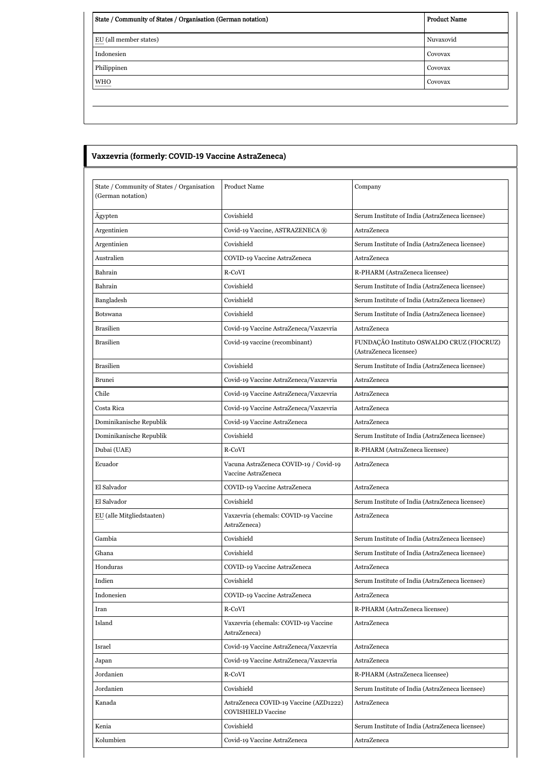| State / Community of States / Organisation (German notation) | Product Name |
| --- | --- |
| EU (all member states) | Nuvaxovid |
| Indonesien | Covovax |
| Philippinen | Covovax |
| WHO | Covovax |

## Vaxzevria (formerly: COVID-19 Vaccine AstraZeneca)

| State / Community of States / Organisation (German notation) | Product Name | Company |
| --- | --- | --- |
| Ägypten | Covishield | Serum Institute of India (AstraZeneca licensee) |
| Argentinien | Covid-19 Vaccine, ASTRAZENECA ® | AstraZeneca |
| Argentinien | Covishield | Serum Institute of India (AstraZeneca licensee) |
| Australien | COVID-19 Vaccine AstraZeneca | AstraZeneca |
| Bahrain | R-CoVI | R-PHARM (AstraZeneca licensee) |
| Bahrain | Covishield | Serum Institute of India (AstraZeneca licensee) |
| Bangladesh | Covishield | Serum Institute of India (AstraZeneca licensee) |
| Botswana | Covishield | Serum Institute of India (AstraZeneca licensee) |
| Brasilien | Covid-19 Vaccine AstraZeneca/Vaxzevria | AstraZeneca |
| Brasilien | Covid-19 vaccine (recombinant) | FUNDAÇÃO Instituto OSWALDO CRUZ (FIOCRUZ) (AstraZeneca licensee) |
| Brasilien | Covishield | Serum Institute of India (AstraZeneca licensee) |
| Brunei | Covid-19 Vaccine AstraZeneca/Vaxzevria | AstraZeneca |
| Chile | Covid-19 Vaccine AstraZeneca/Vaxzevria | AstraZeneca |
| Costa Rica | Covid-19 Vaccine AstraZeneca/Vaxzevria | AstraZeneca |
| Dominikanische Republik | Covid-19 Vaccine AstraZeneca | AstraZeneca |
| Dominikanische Republik | Covishield | Serum Institute of India (AstraZeneca licensee) |
| Dubai (UAE) | R-CoVI | R-PHARM (AstraZeneca licensee) |
| Ecuador | Vacuna AstraZeneca COVID-19 / Covid-19 Vaccine AstraZeneca | AstraZeneca |
| El Salvador | COVID-19 Vaccine AstraZeneca | AstraZeneca |
| El Salvador | Covishield | Serum Institute of India (AstraZeneca licensee) |
| EU (alle Mitgliedstaaten) | Vaxzevria (ehemals: COVID-19 Vaccine AstraZeneca) | AstraZeneca |
| Gambia | Covishield | Serum Institute of India (AstraZeneca licensee) |
| Ghana | Covishield | Serum Institute of India (AstraZeneca licensee) |
| Honduras | COVID-19 Vaccine AstraZeneca | AstraZeneca |
| Indien | Covishield | Serum Institute of India (AstraZeneca licensee) |
| Indonesien | COVID-19 Vaccine AstraZeneca | AstraZeneca |
| Iran | R-CoVI | R-PHARM (AstraZeneca licensee) |
| Island | Vaxzevria (ehemals: COVID-19 Vaccine AstraZeneca) | AstraZeneca |
| Israel | Covid-19 Vaccine AstraZeneca/Vaxzevria | AstraZeneca |
| Japan | Covid-19 Vaccine AstraZeneca/Vaxzevria | AstraZeneca |
| Jordanien | R-CoVI | R-PHARM (AstraZeneca licensee) |
| Jordanien | Covishield | Serum Institute of India (AstraZeneca licensee) |
| Kanada | AstraZeneca COVID-19 Vaccine (AZD1222) COVISHIELD Vaccine | AstraZeneca |
| Kenia | Covishield | Serum Institute of India (AstraZeneca licensee) |
| Kolumbien | Covid-19 Vaccine AstraZeneca | AstraZeneca |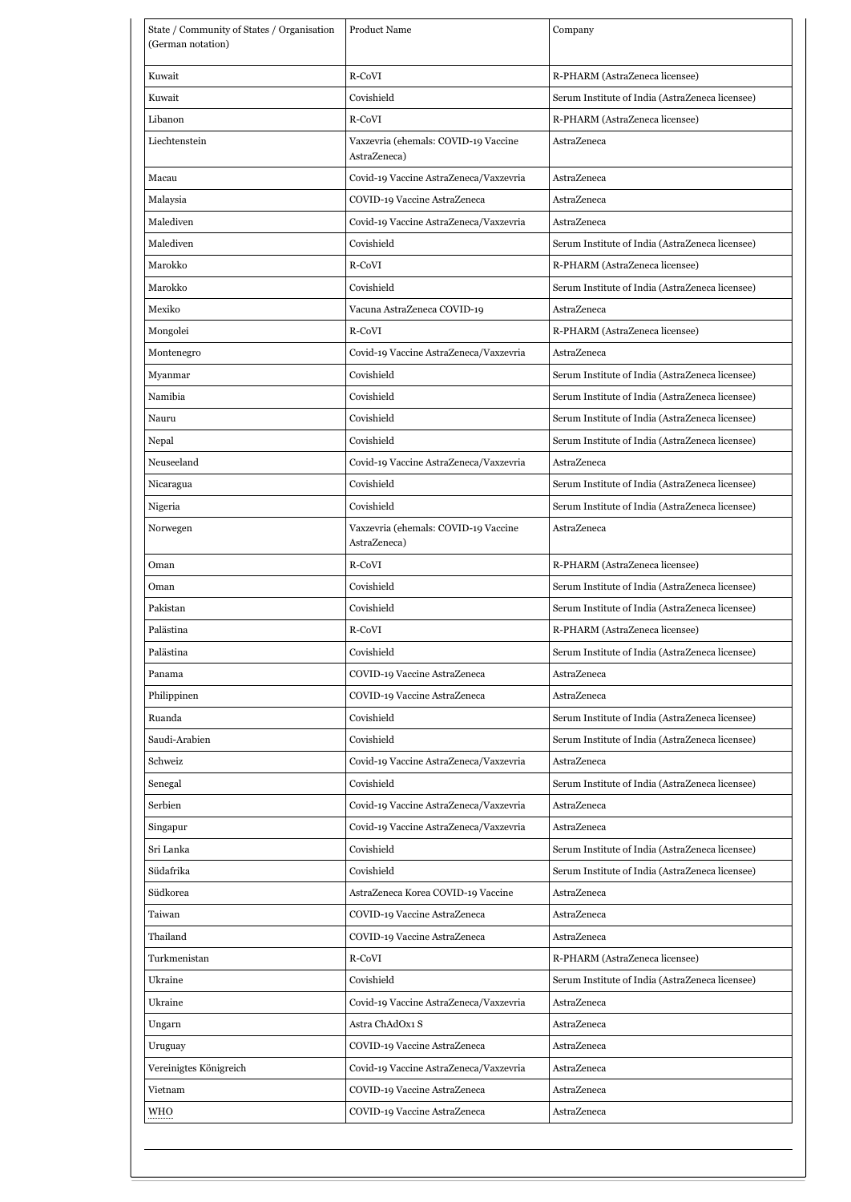| State / Community of States / Organisation (German notation) | Product Name | Company |
|---|---|---|
| Kuwait | R-CoVI | R-PHARM (AstraZeneca licensee) |
| Kuwait | Covishield | Serum Institute of India (AstraZeneca licensee) |
| Libanon | R-CoVI | R-PHARM (AstraZeneca licensee) |
| Liechtenstein | Vaxzevria (ehemals: COVID-19 Vaccine AstraZeneca) | AstraZeneca |
| Macau | Covid-19 Vaccine AstraZeneca/Vaxzevria | AstraZeneca |
| Malaysia | COVID-19 Vaccine AstraZeneca | AstraZeneca |
| Malediven | Covid-19 Vaccine AstraZeneca/Vaxzevria | AstraZeneca |
| Malediven | Covishield | Serum Institute of India (AstraZeneca licensee) |
| Marokko | R-CoVI | R-PHARM (AstraZeneca licensee) |
| Marokko | Covishield | Serum Institute of India (AstraZeneca licensee) |
| Mexiko | Vacuna AstraZeneca COVID-19 | AstraZeneca |
| Mongolei | R-CoVI | R-PHARM (AstraZeneca licensee) |
| Montenegro | Covid-19 Vaccine AstraZeneca/Vaxzevria | AstraZeneca |
| Myanmar | Covishield | Serum Institute of India (AstraZeneca licensee) |
| Namibia | Covishield | Serum Institute of India (AstraZeneca licensee) |
| Nauru | Covishield | Serum Institute of India (AstraZeneca licensee) |
| Nepal | Covishield | Serum Institute of India (AstraZeneca licensee) |
| Neuseeland | Covid-19 Vaccine AstraZeneca/Vaxzevria | AstraZeneca |
| Nicaragua | Covishield | Serum Institute of India (AstraZeneca licensee) |
| Nigeria | Covishield | Serum Institute of India (AstraZeneca licensee) |
| Norwegen | Vaxzevria (ehemals: COVID-19 Vaccine AstraZeneca) | AstraZeneca |
| Oman | R-CoVI | R-PHARM (AstraZeneca licensee) |
| Oman | Covishield | Serum Institute of India (AstraZeneca licensee) |
| Pakistan | Covishield | Serum Institute of India (AstraZeneca licensee) |
| Palästina | R-CoVI | R-PHARM (AstraZeneca licensee) |
| Palästina | Covishield | Serum Institute of India (AstraZeneca licensee) |
| Panama | COVID-19 Vaccine AstraZeneca | AstraZeneca |
| Philippinen | COVID-19 Vaccine AstraZeneca | AstraZeneca |
| Ruanda | Covishield | Serum Institute of India (AstraZeneca licensee) |
| Saudi-Arabien | Covishield | Serum Institute of India (AstraZeneca licensee) |
| Schweiz | Covid-19 Vaccine AstraZeneca/Vaxzevria | AstraZeneca |
| Senegal | Covishield | Serum Institute of India (AstraZeneca licensee) |
| Serbien | Covid-19 Vaccine AstraZeneca/Vaxzevria | AstraZeneca |
| Singapur | Covid-19 Vaccine AstraZeneca/Vaxzevria | AstraZeneca |
| Sri Lanka | Covishield | Serum Institute of India (AstraZeneca licensee) |
| Südafrika | Covishield | Serum Institute of India (AstraZeneca licensee) |
| Südkorea | AstraZeneca Korea COVID-19 Vaccine | AstraZeneca |
| Taiwan | COVID-19 Vaccine AstraZeneca | AstraZeneca |
| Thailand | COVID-19 Vaccine AstraZeneca | AstraZeneca |
| Turkmenistan | R-CoVI | R-PHARM (AstraZeneca licensee) |
| Ukraine | Covishield | Serum Institute of India (AstraZeneca licensee) |
| Ukraine | Covid-19 Vaccine AstraZeneca/Vaxzevria | AstraZeneca |
| Ungarn | Astra ChAdOx1 S | AstraZeneca |
| Uruguay | COVID-19 Vaccine AstraZeneca | AstraZeneca |
| Vereinigtes Königreich | Covid-19 Vaccine AstraZeneca/Vaxzevria | AstraZeneca |
| Vietnam | COVID-19 Vaccine AstraZeneca | AstraZeneca |
| WHO | COVID-19 Vaccine AstraZeneca | AstraZeneca |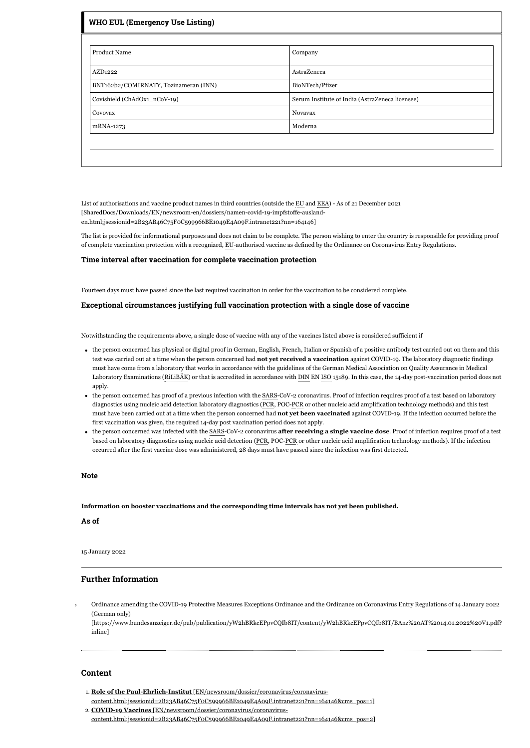#### WHO EUL (Emergency Use Listing)

| Product Name | Company |
| --- | --- |
| AZD1222 | AstraZeneca |
| BNT162b2/COMIRNATY, Tozinameran (INN) | BioNTech/Pfizer |
| Covishield (ChAdOx1_nCoV-19) | Serum Institute of India (AstraZeneca licensee) |
| Covovax | Novavax |
| mRNA-1273 | Moderna |

List of authorisations and vaccine product names in third countries (outside the EU and EEA) - As of 21 December 2021 [SharedDocs/Downloads/EN/newsroom-en/dossiers/namen-covid-19-impfstoffe-ausland-en.html;jsessionid=2B23AB46C75F0C599966BE1049E4A09F.intranet221?nn=164146]

The list is provided for informational purposes and does not claim to be complete. The person wishing to enter the country is responsible for providing proof of complete vaccination protection with a recognized, EU-authorised vaccine as defined by the Ordinance on Coronavirus Entry Regulations.

#### Time interval after vaccination for complete vaccination protection

Fourteen days must have passed since the last required vaccination in order for the vaccination to be considered complete.

#### Exceptional circumstances justifying full vaccination protection with a single dose of vaccine

Notwithstanding the requirements above, a single dose of vaccine with any of the vaccines listed above is considered sufficient if

- the person concerned has physical or digital proof in German, English, French, Italian or Spanish of a positive antibody test carried out on them and this test was carried out at a time when the person concerned had **not yet received a vaccination** against COVID-19. The laboratory diagnostic findings must have come from a laboratory that works in accordance with the guidelines of the German Medical Association on Quality Assurance in Medical Laboratory Examinations (RiLiBÄK) or that is accredited in accordance with DIN EN ISO 15189. In this case, the 14-day post-vaccination period does not apply.
- the person concerned has proof of a previous infection with the SARS-CoV-2 coronavirus. Proof of infection requires proof of a test based on laboratory diagnostics using nucleic acid detection laboratory diagnostics (PCR, POC-PCR or other nucleic acid amplification technology methods) and this test must have been carried out at a time when the person concerned had **not yet been vaccinated** against COVID-19. If the infection occurred before the first vaccination was given, the required 14-day post vaccination period does not apply.
- the person concerned was infected with the SARS-CoV-2 coronavirus **after receiving a single vaccine dose**. Proof of infection requires proof of a test based on laboratory diagnostics using nucleic acid detection (PCR, POC-PCR or other nucleic acid amplification technology methods). If the infection occurred after the first vaccine dose was administered, 28 days must have passed since the infection was first detected.

#### Note

**Information on booster vaccinations and the corresponding time intervals has not yet been published.**

#### As of

15 January 2022

### Further Information

- Ordinance amending the COVID-19 Protective Measures Exceptions Ordinance and the Ordinance on Coronavirus Entry Regulations of 14 January 2022 (German only) [https://www.bundesanzeiger.de/pub/publication/yW2hBRkcEPpvCQIb8IT/content/yW2hBRkcEPpvCQIb8IT/BAnz%20AT%2014.01.2022%20V1.pdf?inline]

### Content

1. **Role of the Paul-Ehrlich-Institut** [EN/newsroom/dossier/coronavirus/coronavirus-content.html;jsessionid=2B23AB46C75F0C599966BE1049E4A09F.intranet221?nn=164146&cms_pos=1]
2. **COVID-19 Vaccines** [EN/newsroom/dossier/coronavirus/coronavirus-content.html;jsessionid=2B23AB46C75F0C599966BE1049E4A09F.intranet221?nn=164146&cms_pos=2]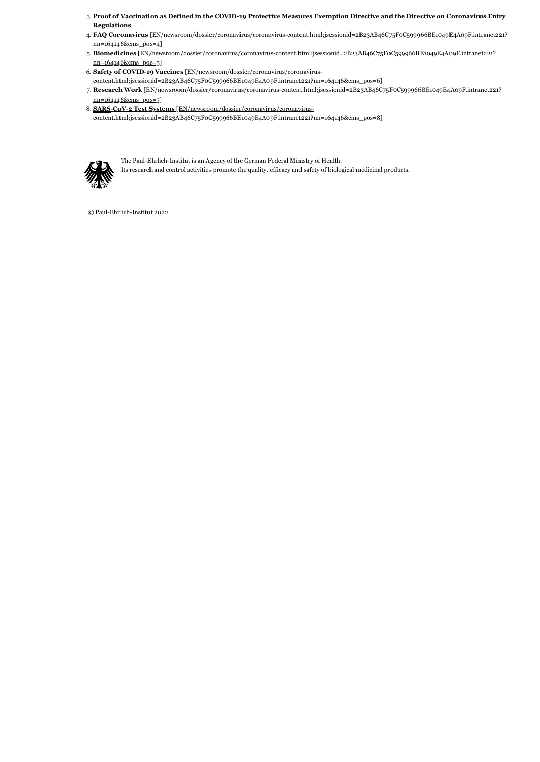3. **Proof of Vaccination as Defined in the COVID-19 Protective Measures Exemption Directive and the Directive on Coronavirus Entry Regulations**
4. **FAQ Coronavirus** [EN/newsroom/dossier/coronavirus/coronavirus-content.html;jsessionid=2B23AB46C75F0C599966BE1049E4A09F.intranet221?nn=164146&cms_pos=4]
5. **Biomedicines** [EN/newsroom/dossier/coronavirus/coronavirus-content.html;jsessionid=2B23AB46C75F0C599966BE1049E4A09F.intranet221?nn=164146&cms_pos=5]
6. **Safety of COVID-19 Vaccines** [EN/newsroom/dossier/coronavirus/coronavirus-content.html;jsessionid=2B23AB46C75F0C599966BE1049E4A09F.intranet221?nn=164146&cms_pos=6]
7. **Research Work** [EN/newsroom/dossier/coronavirus/coronavirus-content.html;jsessionid=2B23AB46C75F0C599966BE1049E4A09F.intranet221?nn=164146&cms_pos=7]
8. **SARS-CoV-2 Test Systems** [EN/newsroom/dossier/coronavirus/coronavirus-content.html;jsessionid=2B23AB46C75F0C599966BE1049E4A09F.intranet221?nn=164146&cms_pos=8]

---

The Paul-Ehrlich-Institut is an Agency of the German Federal Ministry of Health.
Its research and control activities promote the quality, efficacy and safety of biological medicinal products.

© Paul-Ehrlich-Institut 2022